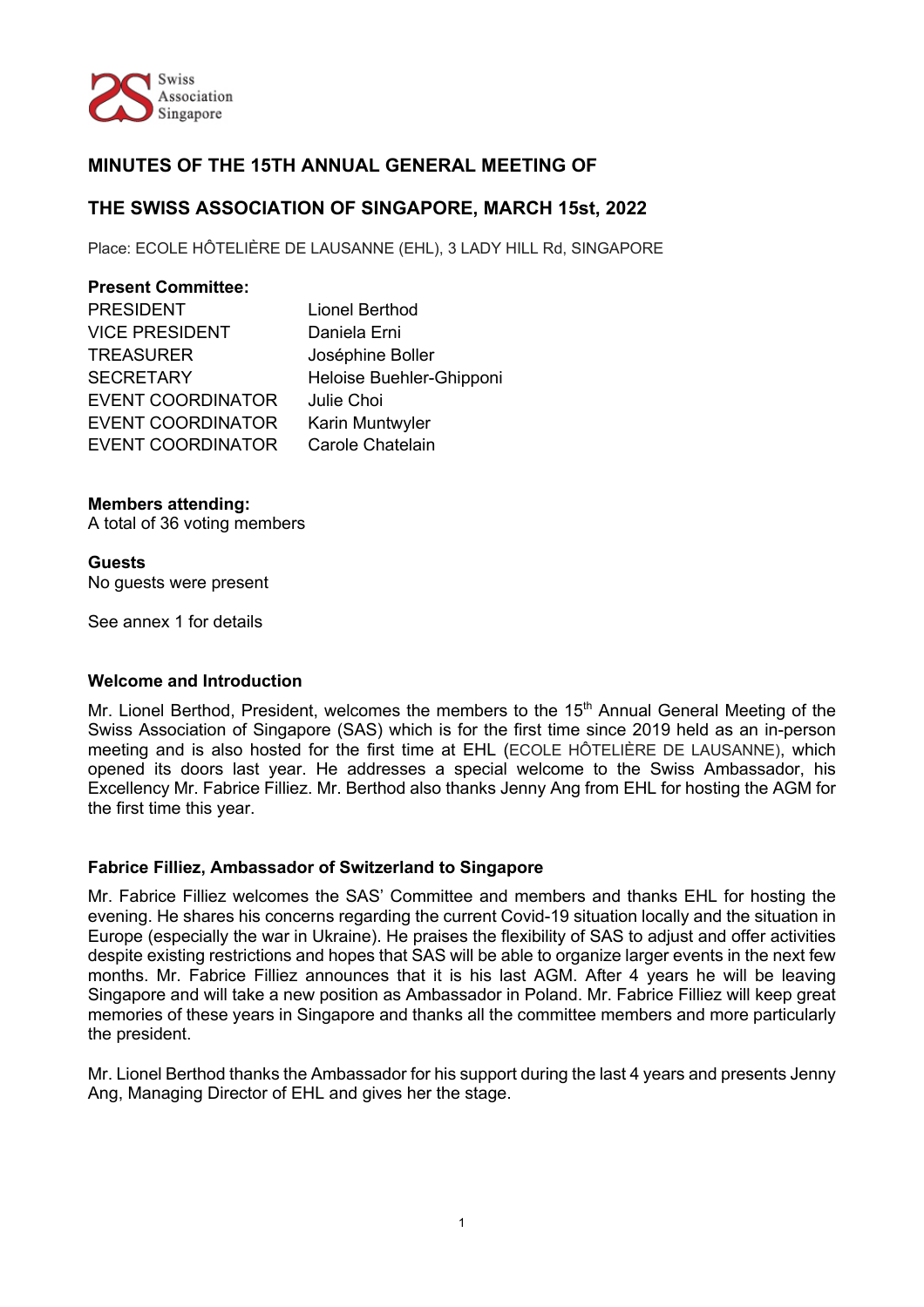Swiss Association Singapore

# MINUTES OF THE 15TH ANNUAL GENERAL MEETING OF

# THE SWISS ASSOCIATION OF SINGAPORE, MARCH 15st, 2022

Place: ECOLE HÔTELIÈRE DE LAUSANNE (EHL), 3 LADY HILL Rd, SINGAPORE

**Present Committee:**

| | |
|---|---|
| PRESIDENT | Lionel Berthod |
| VICE PRESIDENT | Daniela Erni |
| TREASURER | Joséphine Boller |
| SECRETARY | Heloise Buehler-Ghipponi |
| EVENT COORDINATOR | Julie Choi |
| EVENT COORDINATOR | Karin Muntwyler |
| EVENT COORDINATOR | Carole Chatelain |

**Members attending:**
A total of 36 voting members

**Guests**
No guests were present

See annex 1 for details

**Welcome and Introduction**

Mr. Lionel Berthod, President, welcomes the members to the 15th Annual General Meeting of the Swiss Association of Singapore (SAS) which is for the first time since 2019 held as an in-person meeting and is also hosted for the first time at EHL (ECOLE HÔTELIÈRE DE LAUSANNE), which opened its doors last year. He addresses a special welcome to the Swiss Ambassador, his Excellency Mr. Fabrice Filliez. Mr. Berthod also thanks Jenny Ang from EHL for hosting the AGM for the first time this year.

**Fabrice Filliez, Ambassador of Switzerland to Singapore**

Mr. Fabrice Filliez welcomes the SAS' Committee and members and thanks EHL for hosting the evening. He shares his concerns regarding the current Covid-19 situation locally and the situation in Europe (especially the war in Ukraine). He praises the flexibility of SAS to adjust and offer activities despite existing restrictions and hopes that SAS will be able to organize larger events in the next few months. Mr. Fabrice Filliez announces that it is his last AGM. After 4 years he will be leaving Singapore and will take a new position as Ambassador in Poland. Mr. Fabrice Filliez will keep great memories of these years in Singapore and thanks all the committee members and more particularly the president.

Mr. Lionel Berthod thanks the Ambassador for his support during the last 4 years and presents Jenny Ang, Managing Director of EHL and gives her the stage.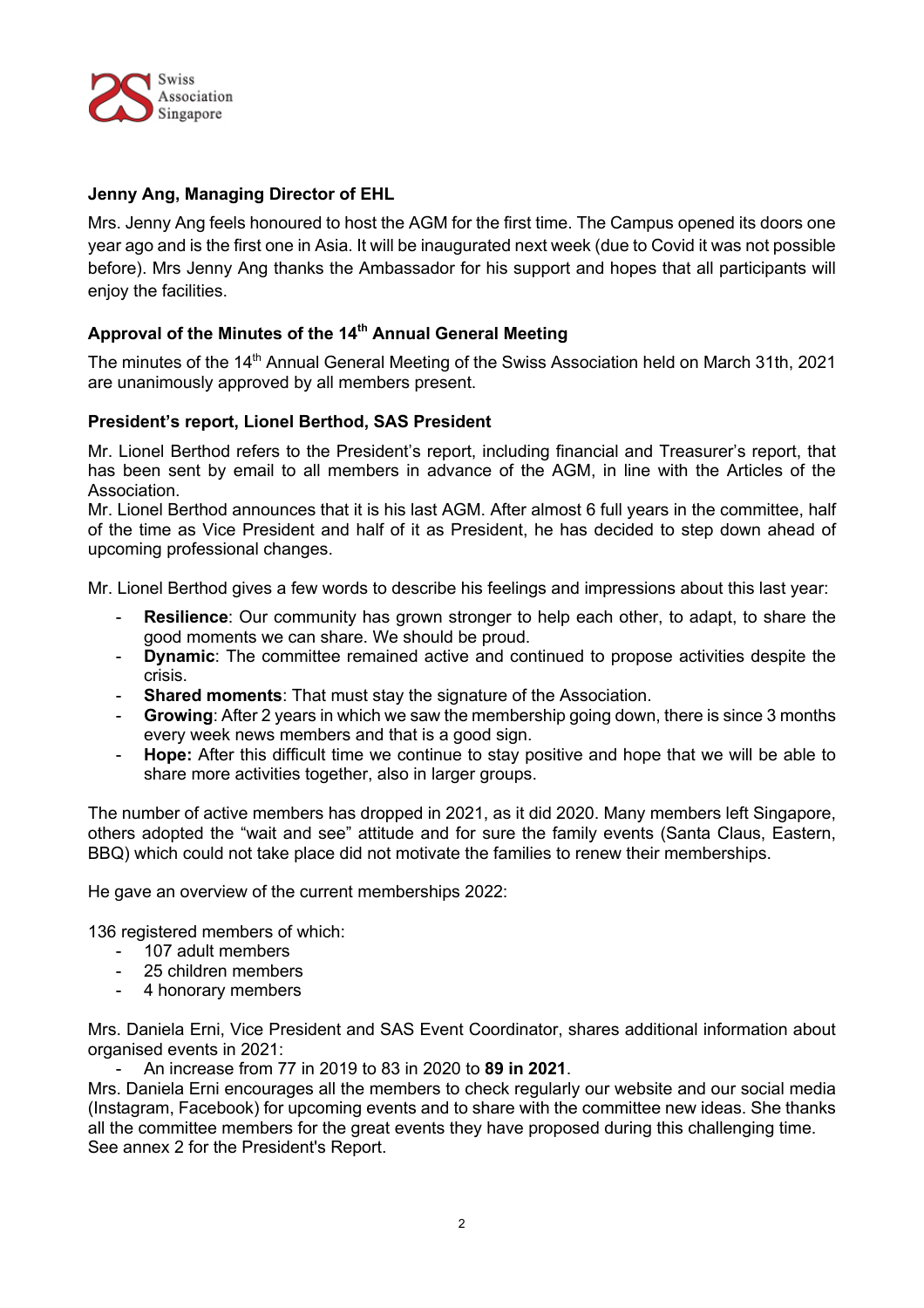**Jenny Ang, Managing Director of EHL**

Mrs. Jenny Ang feels honoured to host the AGM for the first time. The Campus opened its doors one year ago and is the first one in Asia. It will be inaugurated next week (due to Covid it was not possible before). Mrs Jenny Ang thanks the Ambassador for his support and hopes that all participants will enjoy the facilities.

**Approval of the Minutes of the 14th Annual General Meeting**

The minutes of the 14th Annual General Meeting of the Swiss Association held on March 31th, 2021 are unanimously approved by all members present.

**President's report, Lionel Berthod, SAS President**

Mr. Lionel Berthod refers to the President's report, including financial and Treasurer's report, that has been sent by email to all members in advance of the AGM, in line with the Articles of the Association.
Mr. Lionel Berthod announces that it is his last AGM. After almost 6 full years in the committee, half of the time as Vice President and half of it as President, he has decided to step down ahead of upcoming professional changes.

Mr. Lionel Berthod gives a few words to describe his feelings and impressions about this last year:

- **Resilience**: Our community has grown stronger to help each other, to adapt, to share the good moments we can share. We should be proud.
- **Dynamic**: The committee remained active and continued to propose activities despite the crisis.
- **Shared moments**: That must stay the signature of the Association.
- **Growing**: After 2 years in which we saw the membership going down, there is since 3 months every week news members and that is a good sign.
- **Hope:** After this difficult time we continue to stay positive and hope that we will be able to share more activities together, also in larger groups.

The number of active members has dropped in 2021, as it did 2020. Many members left Singapore, others adopted the "wait and see" attitude and for sure the family events (Santa Claus, Eastern, BBQ) which could not take place did not motivate the families to renew their memberships.

He gave an overview of the current memberships 2022:

136 registered members of which:
- 107 adult members
- 25 children members
- 4 honorary members

Mrs. Daniela Erni, Vice President and SAS Event Coordinator, shares additional information about organised events in 2021:
- An increase from 77 in 2019 to 83 in 2020 to **89 in 2021**.

Mrs. Daniela Erni encourages all the members to check regularly our website and our social media (Instagram, Facebook) for upcoming events and to share with the committee new ideas. She thanks all the committee members for the great events they have proposed during this challenging time.
See annex 2 for the President's Report.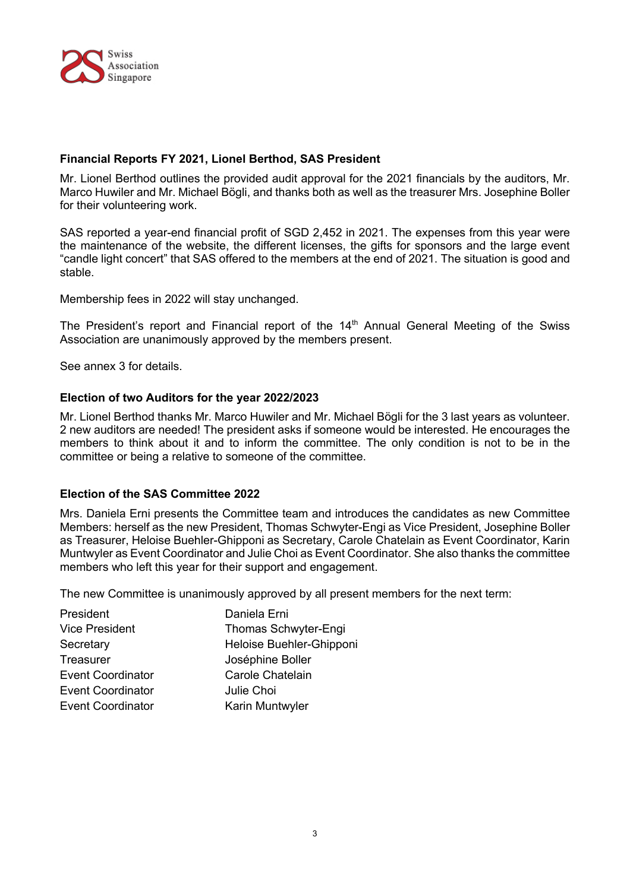**Financial Reports FY 2021, Lionel Berthod, SAS President**

Mr. Lionel Berthod outlines the provided audit approval for the 2021 financials by the auditors, Mr. Marco Huwiler and Mr. Michael Bögli, and thanks both as well as the treasurer Mrs. Josephine Boller for their volunteering work.

SAS reported a year-end financial profit of SGD 2,452 in 2021. The expenses from this year were the maintenance of the website, the different licenses, the gifts for sponsors and the large event "candle light concert" that SAS offered to the members at the end of 2021. The situation is good and stable.

Membership fees in 2022 will stay unchanged.

The President's report and Financial report of the 14th Annual General Meeting of the Swiss Association are unanimously approved by the members present.

See annex 3 for details.

**Election of two Auditors for the year 2022/2023**

Mr. Lionel Berthod thanks Mr. Marco Huwiler and Mr. Michael Bögli for the 3 last years as volunteer. 2 new auditors are needed! The president asks if someone would be interested. He encourages the members to think about it and to inform the committee. The only condition is not to be in the committee or being a relative to someone of the committee.

**Election of the SAS Committee 2022**

Mrs. Daniela Erni presents the Committee team and introduces the candidates as new Committee Members: herself as the new President, Thomas Schwyter-Engi as Vice President, Josephine Boller as Treasurer, Heloise Buehler-Ghipponi as Secretary, Carole Chatelain as Event Coordinator, Karin Muntwyler as Event Coordinator and Julie Choi as Event Coordinator. She also thanks the committee members who left this year for their support and engagement.

The new Committee is unanimously approved by all present members for the next term:

| | |
|---|---|
| President | Daniela Erni |
| Vice President | Thomas Schwyter-Engi |
| Secretary | Heloise Buehler-Ghipponi |
| Treasurer | Joséphine Boller |
| Event Coordinator | Carole Chatelain |
| Event Coordinator | Julie Choi |
| Event Coordinator | Karin Muntwyler |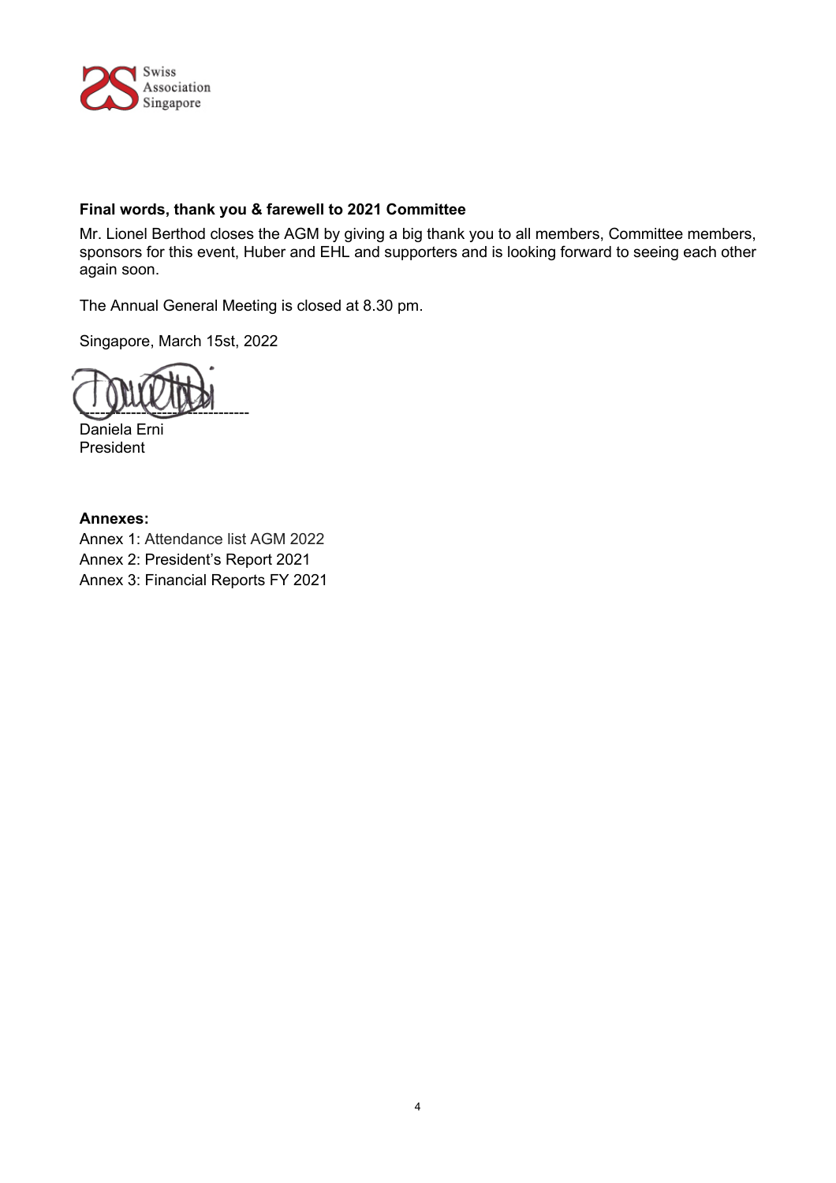**Final words, thank you & farewell to 2021 Committee**

Mr. Lionel Berthod closes the AGM by giving a big thank you to all members, Committee members, sponsors for this event, Huber and EHL and supporters and is looking forward to seeing each other again soon.

The Annual General Meeting is closed at 8.30 pm.

Singapore, March 15st, 2022

--------------------------------

Daniela Erni
President

**Annexes:**
Annex 1: Attendance list AGM 2022
Annex 2: President's Report 2021
Annex 3: Financial Reports FY 2021